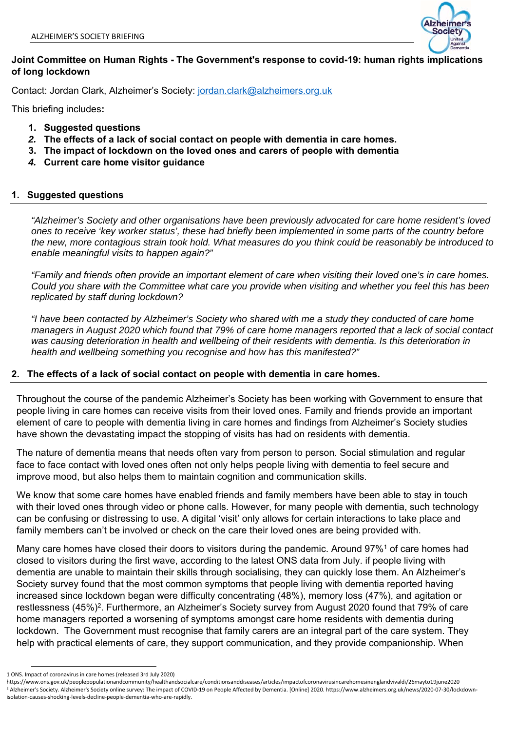ALZHEIMER'S SOCIETY BRIEFING

**Joint Committee on Human Rights - The Government's response to covid-19: human rights implications of long lockdown**

Contact: Jordan Clark, Alzheimer's Society: jordan.clark@alzheimers.org.uk

This briefing includes**:**

1. **Suggested questions**
2. ***The effects of a lack of social contact on people with dementia in care homes.***
3. **The impact of lockdown on the loved ones and carers of people with dementia**
4. ***Current care home visitor guidance***

## 1. Suggested questions

*"Alzheimer's Society and other organisations have been previously advocated for care home resident's loved ones to receive 'key worker status', these had briefly been implemented in some parts of the country before the new, more contagious strain took hold. What measures do you think could be reasonably be introduced to enable meaningful visits to happen again?"*

*"Family and friends often provide an important element of care when visiting their loved one's in care homes. Could you share with the Committee what care you provide when visiting and whether you feel this has been replicated by staff during lockdown?*

*"I have been contacted by Alzheimer's Society who shared with me a study they conducted of care home managers in August 2020 which found that 79% of care home managers reported that a lack of social contact was causing deterioration in health and wellbeing of their residents with dementia. Is this deterioration in health and wellbeing something you recognise and how has this manifested?"*

## 2. The effects of a lack of social contact on people with dementia in care homes.

Throughout the course of the pandemic Alzheimer's Society has been working with Government to ensure that people living in care homes can receive visits from their loved ones. Family and friends provide an important element of care to people with dementia living in care homes and findings from Alzheimer's Society studies have shown the devastating impact the stopping of visits has had on residents with dementia.

The nature of dementia means that needs often vary from person to person. Social stimulation and regular face to face contact with loved ones often not only helps people living with dementia to feel secure and improve mood, but also helps them to maintain cognition and communication skills.

We know that some care homes have enabled friends and family members have been able to stay in touch with their loved ones through video or phone calls. However, for many people with dementia, such technology can be confusing or distressing to use. A digital 'visit' only allows for certain interactions to take place and family members can't be involved or check on the care their loved ones are being provided with.

Many care homes have closed their doors to visitors during the pandemic. Around 97%[1] of care homes had closed to visitors during the first wave, according to the latest ONS data from July. if people living with dementia are unable to maintain their skills through socialising, they can quickly lose them. An Alzheimer's Society survey found that the most common symptoms that people living with dementia reported having increased since lockdown began were difficulty concentrating (48%), memory loss (47%), and agitation or restlessness (45%)[2]. Furthermore, an Alzheimer's Society survey from August 2020 found that 79% of care home managers reported a worsening of symptoms amongst care home residents with dementia during lockdown. The Government must recognise that family carers are an integral part of the care system. They help with practical elements of care, they support communication, and they provide companionship. When

---

1 ONS. Impact of coronavirus in care homes (released 3rd July 2020) https://www.ons.gov.uk/peoplepopulationandcommunity/healthandsocialcare/conditionsanddiseases/articles/impactofcoronavirusincarehomesinenglandvivaldi/26mayto19june2020

2 Alzheimer's Society. Alzheimer's Society online survey: The impact of COVID-19 on People Affected by Dementia. [Online] 2020. https://www.alzheimers.org.uk/news/2020-07-30/lockdown-isolation-causes-shocking-levels-decline-people-dementia-who-are-rapidly.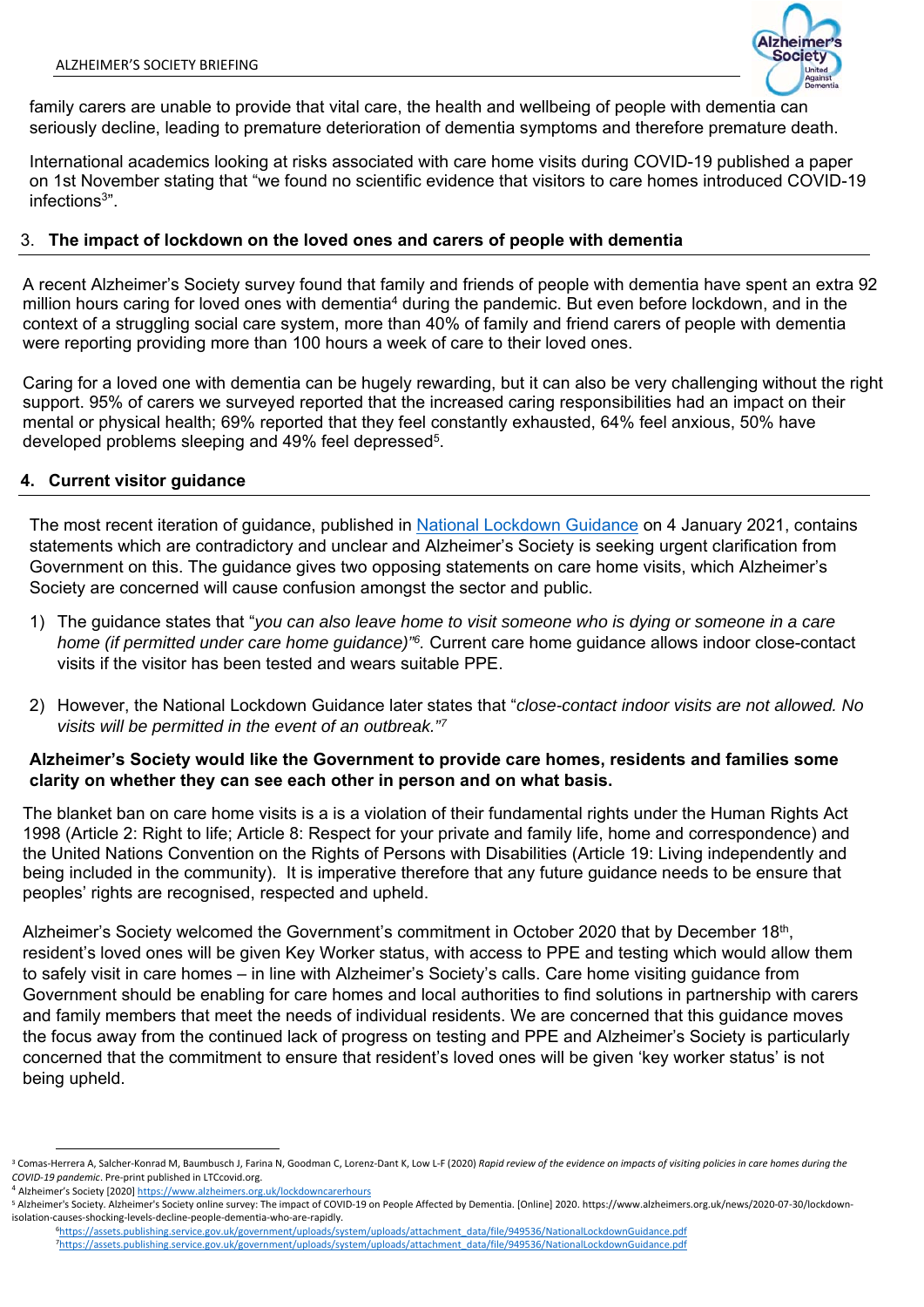family carers are unable to provide that vital care, the health and wellbeing of people with dementia can seriously decline, leading to premature deterioration of dementia symptoms and therefore premature death.

International academics looking at risks associated with care home visits during COVID-19 published a paper on 1st November stating that "we found no scientific evidence that visitors to care homes introduced COVID-19 infections[3]".

## 3. The impact of lockdown on the loved ones and carers of people with dementia

A recent Alzheimer's Society survey found that family and friends of people with dementia have spent an extra 92 million hours caring for loved ones with dementia[4] during the pandemic. But even before lockdown, and in the context of a struggling social care system, more than 40% of family and friend carers of people with dementia were reporting providing more than 100 hours a week of care to their loved ones.

Caring for a loved one with dementia can be hugely rewarding, but it can also be very challenging without the right support. 95% of carers we surveyed reported that the increased caring responsibilities had an impact on their mental or physical health; 69% reported that they feel constantly exhausted, 64% feel anxious, 50% have developed problems sleeping and 49% feel depressed[5].

## 4. Current visitor guidance

The most recent iteration of guidance, published in National Lockdown Guidance on 4 January 2021, contains statements which are contradictory and unclear and Alzheimer's Society is seeking urgent clarification from Government on this. The guidance gives two opposing statements on care home visits, which Alzheimer's Society are concerned will cause confusion amongst the sector and public.

1) The guidance states that "*you can also leave home to visit someone who is dying or someone in a care home (if permitted under care home guidance)*"[6]. Current care home guidance allows indoor close-contact visits if the visitor has been tested and wears suitable PPE.

2) However, the National Lockdown Guidance later states that "*close-contact indoor visits are not allowed. No visits will be permitted in the event of an outbreak.*"[7]

**Alzheimer's Society would like the Government to provide care homes, residents and families some clarity on whether they can see each other in person and on what basis.**

The blanket ban on care home visits is a is a violation of their fundamental rights under the Human Rights Act 1998 (Article 2: Right to life; Article 8: Respect for your private and family life, home and correspondence) and the United Nations Convention on the Rights of Persons with Disabilities (Article 19: Living independently and being included in the community). It is imperative therefore that any future guidance needs to be ensure that peoples' rights are recognised, respected and upheld.

Alzheimer's Society welcomed the Government's commitment in October 2020 that by December 18th, resident's loved ones will be given Key Worker status, with access to PPE and testing which would allow them to safely visit in care homes – in line with Alzheimer's Society's calls. Care home visiting guidance from Government should be enabling for care homes and local authorities to find solutions in partnership with carers and family members that meet the needs of individual residents. We are concerned that this guidance moves the focus away from the continued lack of progress on testing and PPE and Alzheimer's Society is particularly concerned that the commitment to ensure that resident's loved ones will be given 'key worker status' is not being upheld.

---

[3] Comas-Herrera A, Salcher-Konrad M, Baumbusch J, Farina N, Goodman C, Lorenz-Dant K, Low L-F (2020) *Rapid review of the evidence on impacts of visiting policies in care homes during the COVID-19 pandemic*. Pre-print published in LTCcovid.org.

[4] Alzheimer's Society [2020] https://www.alzheimers.org.uk/lockdowncarerhours

[5] Alzheimer's Society. Alzheimer's Society online survey: The impact of COVID-19 on People Affected by Dementia. [Online] 2020. https://www.alzheimers.org.uk/news/2020-07-30/lockdown-isolation-causes-shocking-levels-decline-people-dementia-who-are-rapidly.

[6] https://assets.publishing.service.gov.uk/government/uploads/system/uploads/attachment_data/file/949536/NationalLockdownGuidance.pdf

[7] https://assets.publishing.service.gov.uk/government/uploads/system/uploads/attachment_data/file/949536/NationalLockdownGuidance.pdf